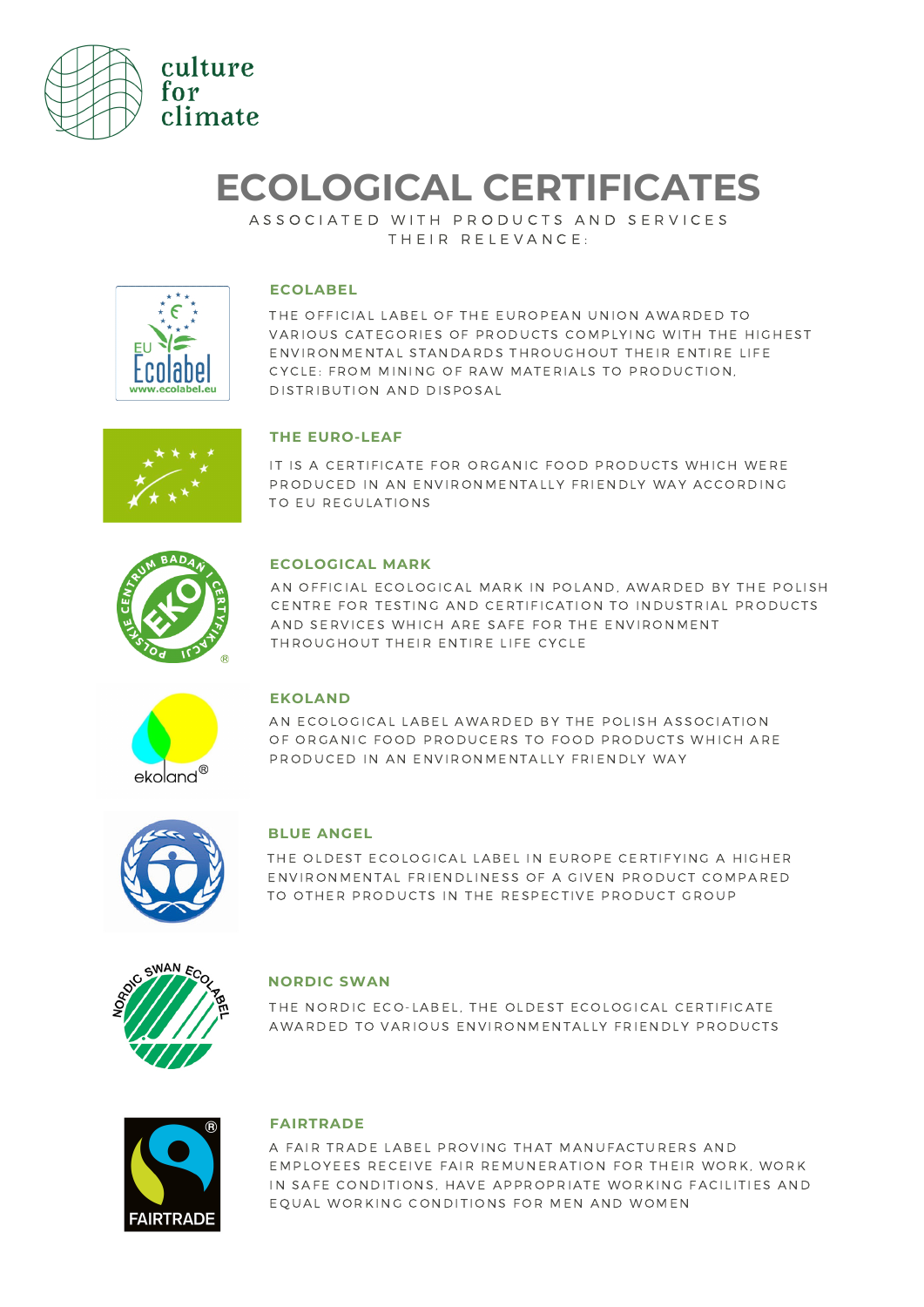culture for climate

# ECOLOGICAL CERTIFICATES

ASSOCIATED WITH PRODUCTS AND SERVICES THEIR RELEVANCE:

### ECOLABEL

THE OFFICIAL LABEL OF THE EUROPEAN UNION AWARDED TO VARIOUS CATEGORIES OF PRODUCTS COMPLYING WITH THE HIGHEST ENVIRONMENTAL STANDARDS THROUGHOUT THEIR ENTIRE LIFE CYCLE: FROM MINING OF RAW MATERIALS TO PRODUCTION, DISTRIBUTION AND DISPOSAL

### THE EURO-LEAF

IT IS A CERTIFICATE FOR ORGANIC FOOD PRODUCTS WHICH WERE PRODUCED IN AN ENVIRONMENTALLY FRIENDLY WAY ACCORDING TO EU REGULATIONS

### ECOLOGICAL MARK

AN OFFICIAL ECOLOGICAL MARK IN POLAND, AWARDED BY THE POLISH CENTRE FOR TESTING AND CERTIFICATION TO INDUSTRIAL PRODUCTS AND SERVICES WHICH ARE SAFE FOR THE ENVIRONMENT THROUGHOUT THEIR ENTIRE LIFE CYCLE

### EKOLAND

AN ECOLOGICAL LABEL AWARDED BY THE POLISH ASSOCIATION OF ORGANIC FOOD PRODUCERS TO FOOD PRODUCTS WHICH ARE PRODUCED IN AN ENVIRONMENTALLY FRIENDLY WAY

### BLUE ANGEL

THE OLDEST ECOLOGICAL LABEL IN EUROPE CERTIFYING A HIGHER ENVIRONMENTAL FRIENDLINESS OF A GIVEN PRODUCT COMPARED TO OTHER PRODUCTS IN THE RESPECTIVE PRODUCT GROUP

### NORDIC SWAN

THE NORDIC ECO-LABEL, THE OLDEST ECOLOGICAL CERTIFICATE AWARDED TO VARIOUS ENVIRONMENTALLY FRIENDLY PRODUCTS

### FAIRTRADE

A FAIR TRADE LABEL PROVING THAT MANUFACTURERS AND EMPLOYEES RECEIVE FAIR REMUNERATION FOR THEIR WORK, WORK IN SAFE CONDITIONS, HAVE APPROPRIATE WORKING FACILITIES AND EQUAL WORKING CONDITIONS FOR MEN AND WOMEN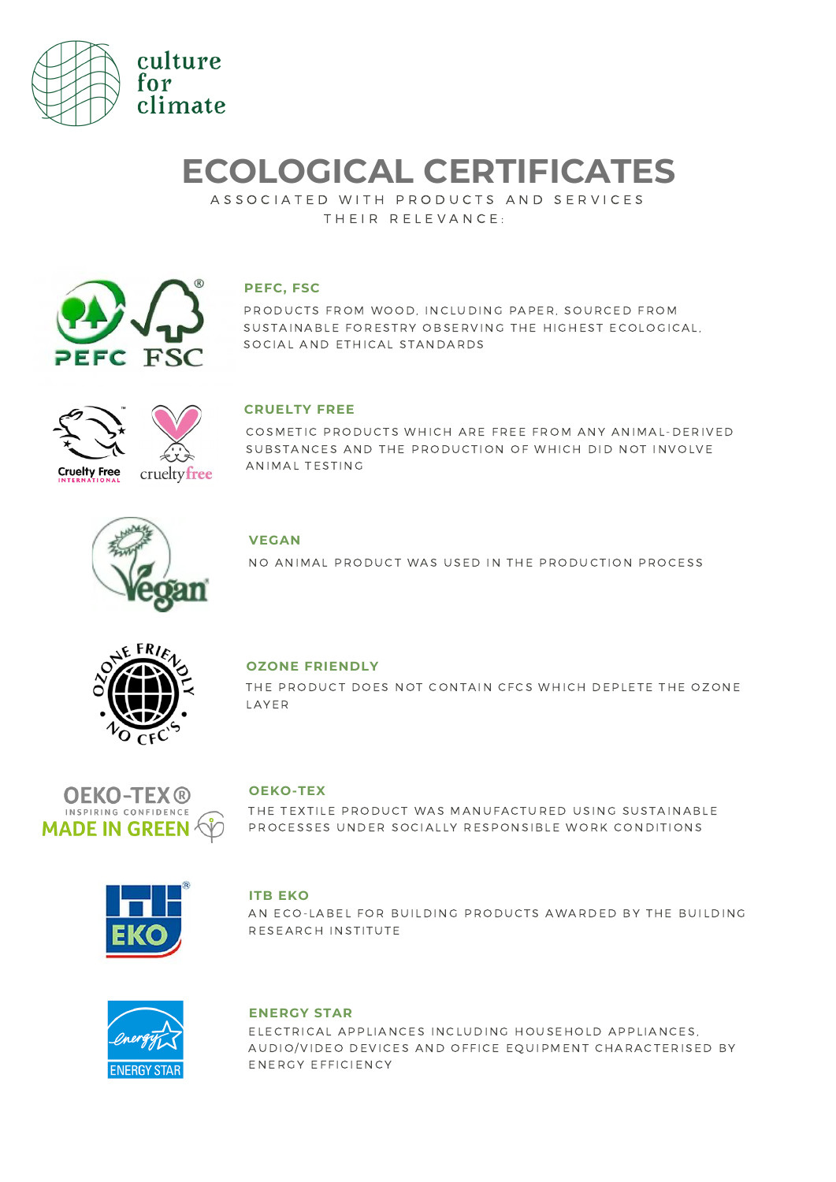culture for climate

# ECOLOGICAL CERTIFICATES

ASSOCIATED WITH PRODUCTS AND SERVICES
THEIR RELEVANCE:

### PEFC, FSC

PRODUCTS FROM WOOD, INCLUDING PAPER, SOURCED FROM SUSTAINABLE FORESTRY OBSERVING THE HIGHEST ECOLOGICAL, SOCIAL AND ETHICAL STANDARDS

### CRUELTY FREE

COSMETIC PRODUCTS WHICH ARE FREE FROM ANY ANIMAL-DERIVED SUBSTANCES AND THE PRODUCTION OF WHICH DID NOT INVOLVE ANIMAL TESTING

### VEGAN

NO ANIMAL PRODUCT WAS USED IN THE PRODUCTION PROCESS

### OZONE FRIENDLY

THE PRODUCT DOES NOT CONTAIN CFCS WHICH DEPLETE THE OZONE LAYER

### OEKO-TEX

THE TEXTILE PRODUCT WAS MANUFACTURED USING SUSTAINABLE PROCESSES UNDER SOCIALLY RESPONSIBLE WORK CONDITIONS

### ITB EKO

AN ECO-LABEL FOR BUILDING PRODUCTS AWARDED BY THE BUILDING RESEARCH INSTITUTE

### ENERGY STAR

ELECTRICAL APPLIANCES INCLUDING HOUSEHOLD APPLIANCES, AUDIO/VIDEO DEVICES AND OFFICE EQUIPMENT CHARACTERISED BY ENERGY EFFICIENCY